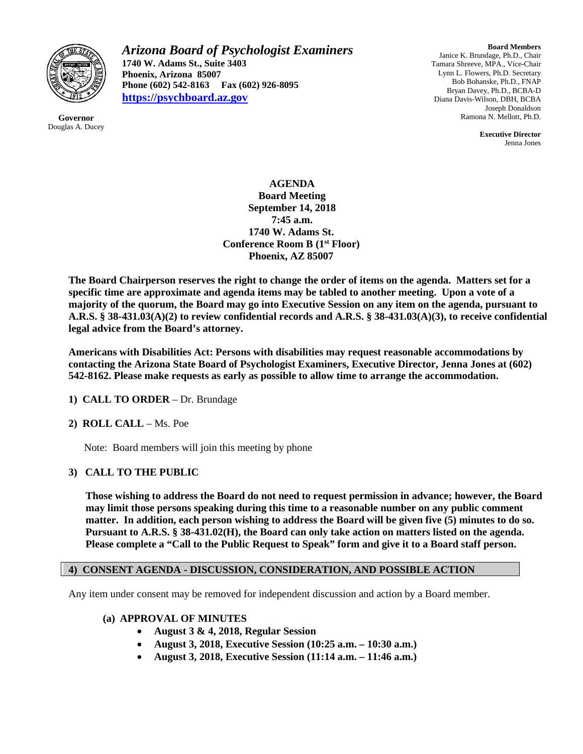# *Arizona Board of Psychologist Examiners*

**1740 W. Adams St., Suite 3403**
**Phoenix, Arizona 85007**
**Phone (602) 542-8163 Fax (602) 926-8095**
**https://psychboard.az.gov**

**Governor**
Douglas A. Ducey

**Board Members**
Janice K. Brundage, Ph.D., Chair
Tamara Shreeve, MPA., Vice-Chair
Lynn L. Flowers, Ph.D. Secretary
Bob Bohanske, Ph.D., FNAP
Bryan Davey, Ph.D., BCBA-D
Diana Davis-Wilson, DBH, BCBA
Joseph Donaldson
Ramona N. Mellott, Ph.D.

**Executive Director**
Jenna Jones

**AGENDA**
**Board Meeting**
**September 14, 2018**
**7:45 a.m.**
**1740 W. Adams St.**
**Conference Room B (1st Floor)**
**Phoenix, AZ 85007**

**The Board Chairperson reserves the right to change the order of items on the agenda. Matters set for a specific time are approximate and agenda items may be tabled to another meeting. Upon a vote of a majority of the quorum, the Board may go into Executive Session on any item on the agenda, pursuant to A.R.S. § 38-431.03(A)(2) to review confidential records and A.R.S. § 38-431.03(A)(3), to receive confidential legal advice from the Board's attorney.**

**Americans with Disabilities Act: Persons with disabilities may request reasonable accommodations by contacting the Arizona State Board of Psychologist Examiners, Executive Director, Jenna Jones at (602) 542-8162. Please make requests as early as possible to allow time to arrange the accommodation.**

**1) CALL TO ORDER** – Dr. Brundage

**2) ROLL CALL** – Ms. Poe

Note: Board members will join this meeting by phone

**3) CALL TO THE PUBLIC**

**Those wishing to address the Board do not need to request permission in advance; however, the Board may limit those persons speaking during this time to a reasonable number on any public comment matter. In addition, each person wishing to address the Board will be given five (5) minutes to do so. Pursuant to A.R.S. § 38-431.02(H), the Board can only take action on matters listed on the agenda. Please complete a "Call to the Public Request to Speak" form and give it to a Board staff person.**

## 4) CONSENT AGENDA - DISCUSSION, CONSIDERATION, AND POSSIBLE ACTION

Any item under consent may be removed for independent discussion and action by a Board member.

**(a) APPROVAL OF MINUTES**

- **August 3 & 4, 2018, Regular Session**
- **August 3, 2018, Executive Session (10:25 a.m. – 10:30 a.m.)**
- **August 3, 2018, Executive Session (11:14 a.m. – 11:46 a.m.)**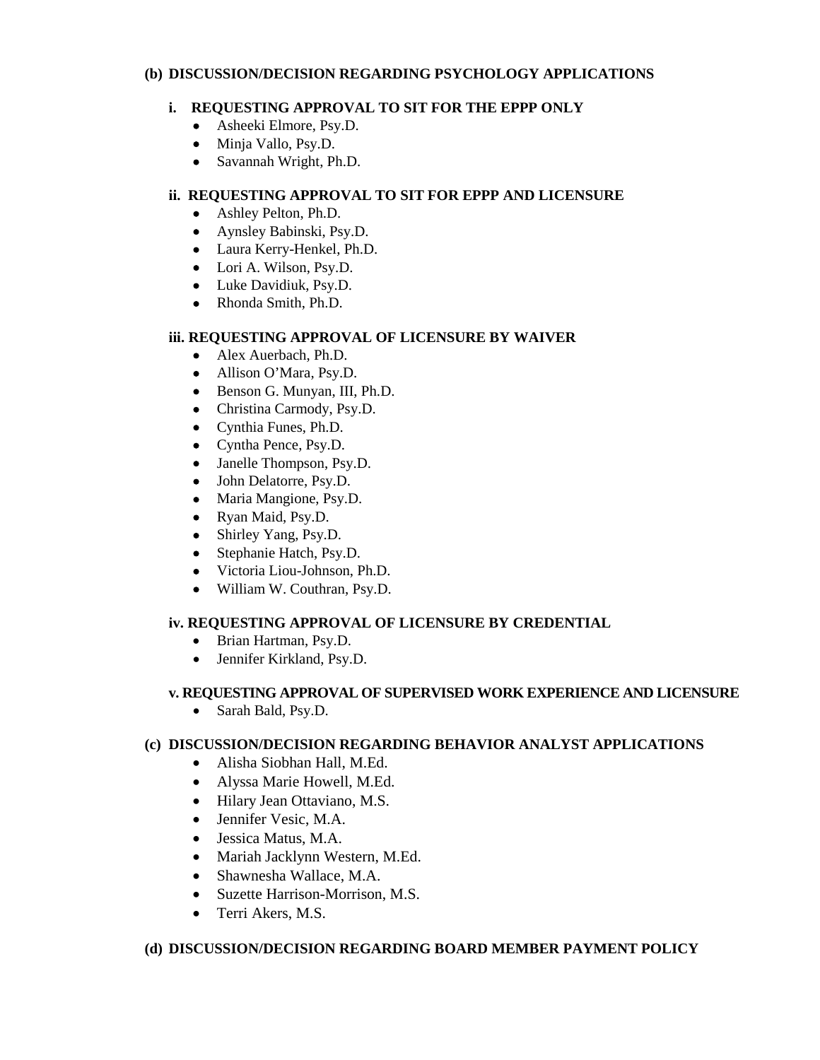**(b) DISCUSSION/DECISION REGARDING PSYCHOLOGY APPLICATIONS**

**i. REQUESTING APPROVAL TO SIT FOR THE EPPP ONLY**

- Asheeki Elmore, Psy.D.
- Minja Vallo, Psy.D.
- Savannah Wright, Ph.D.

**ii. REQUESTING APPROVAL TO SIT FOR EPPP AND LICENSURE**

- Ashley Pelton, Ph.D.
- Aynsley Babinski, Psy.D.
- Laura Kerry-Henkel, Ph.D.
- Lori A. Wilson, Psy.D.
- Luke Davidiuk, Psy.D.
- Rhonda Smith, Ph.D.

**iii. REQUESTING APPROVAL OF LICENSURE BY WAIVER**

- Alex Auerbach, Ph.D.
- Allison O'Mara, Psy.D.
- Benson G. Munyan, III, Ph.D.
- Christina Carmody, Psy.D.
- Cynthia Funes, Ph.D.
- Cyntha Pence, Psy.D.
- Janelle Thompson, Psy.D.
- John Delatorre, Psy.D.
- Maria Mangione, Psy.D.
- Ryan Maid, Psy.D.
- Shirley Yang, Psy.D.
- Stephanie Hatch, Psy.D.
- Victoria Liou-Johnson, Ph.D.
- William W. Couthran, Psy.D.

**iv. REQUESTING APPROVAL OF LICENSURE BY CREDENTIAL**

- Brian Hartman, Psy.D.
- Jennifer Kirkland, Psy.D.

**v. REQUESTING APPROVAL OF SUPERVISED WORK EXPERIENCE AND LICENSURE**

- Sarah Bald, Psy.D.

**(c) DISCUSSION/DECISION REGARDING BEHAVIOR ANALYST APPLICATIONS**

- Alisha Siobhan Hall, M.Ed.
- Alyssa Marie Howell, M.Ed.
- Hilary Jean Ottaviano, M.S.
- Jennifer Vesic, M.A.
- Jessica Matus, M.A.
- Mariah Jacklynn Western, M.Ed.
- Shawnesha Wallace, M.A.
- Suzette Harrison-Morrison, M.S.
- Terri Akers, M.S.

**(d) DISCUSSION/DECISION REGARDING BOARD MEMBER PAYMENT POLICY**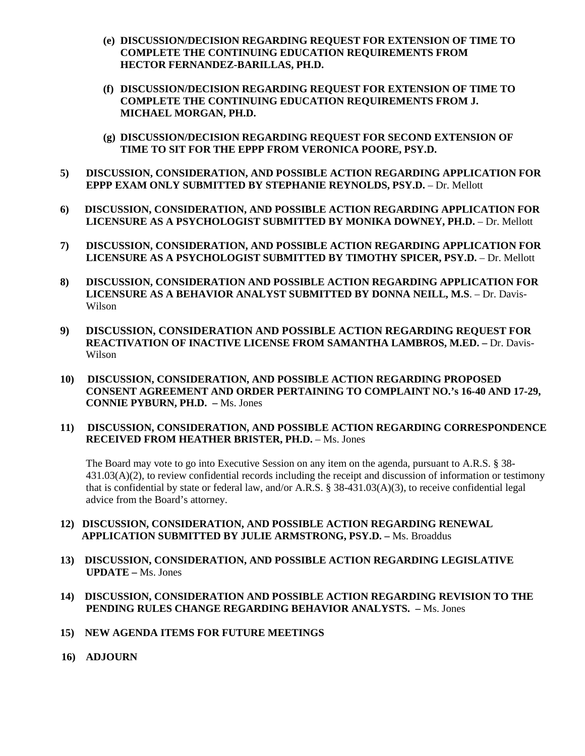(e) **DISCUSSION/DECISION REGARDING REQUEST FOR EXTENSION OF TIME TO COMPLETE THE CONTINUING EDUCATION REQUIREMENTS FROM HECTOR FERNANDEZ-BARILLAS, PH.D.**

(f) **DISCUSSION/DECISION REGARDING REQUEST FOR EXTENSION OF TIME TO COMPLETE THE CONTINUING EDUCATION REQUIREMENTS FROM J. MICHAEL MORGAN, PH.D.**

(g) **DISCUSSION/DECISION REGARDING REQUEST FOR SECOND EXTENSION OF TIME TO SIT FOR THE EPPP FROM VERONICA POORE, PSY.D.**

5) **DISCUSSION, CONSIDERATION, AND POSSIBLE ACTION REGARDING APPLICATION FOR EPPP EXAM ONLY SUBMITTED BY STEPHANIE REYNOLDS, PSY.D.** – Dr. Mellott

6) **DISCUSSION, CONSIDERATION, AND POSSIBLE ACTION REGARDING APPLICATION FOR LICENSURE AS A PSYCHOLOGIST SUBMITTED BY MONIKA DOWNEY, PH.D.** – Dr. Mellott

7) **DISCUSSION, CONSIDERATION, AND POSSIBLE ACTION REGARDING APPLICATION FOR LICENSURE AS A PSYCHOLOGIST SUBMITTED BY TIMOTHY SPICER, PSY.D.** – Dr. Mellott

8) **DISCUSSION, CONSIDERATION AND POSSIBLE ACTION REGARDING APPLICATION FOR LICENSURE AS A BEHAVIOR ANALYST SUBMITTED BY DONNA NEILL, M.S**. – Dr. Davis-Wilson

9) **DISCUSSION, CONSIDERATION AND POSSIBLE ACTION REGARDING REQUEST FOR REACTIVATION OF INACTIVE LICENSE FROM SAMANTHA LAMBROS, M.ED. –** Dr. Davis-Wilson

10) **DISCUSSION, CONSIDERATION, AND POSSIBLE ACTION REGARDING PROPOSED CONSENT AGREEMENT AND ORDER PERTAINING TO COMPLAINT NO.'s 16-40 AND 17-29, CONNIE PYBURN, PH.D. –** Ms. Jones

11) **DISCUSSION, CONSIDERATION, AND POSSIBLE ACTION REGARDING CORRESPONDENCE RECEIVED FROM HEATHER BRISTER, PH.D.** – Ms. Jones

The Board may vote to go into Executive Session on any item on the agenda, pursuant to A.R.S. § 38-431.03(A)(2), to review confidential records including the receipt and discussion of information or testimony that is confidential by state or federal law, and/or A.R.S. § 38-431.03(A)(3), to receive confidential legal advice from the Board's attorney.

12) **DISCUSSION, CONSIDERATION, AND POSSIBLE ACTION REGARDING RENEWAL APPLICATION SUBMITTED BY JULIE ARMSTRONG, PSY.D. –** Ms. Broaddus

13) **DISCUSSION, CONSIDERATION, AND POSSIBLE ACTION REGARDING LEGISLATIVE UPDATE –** Ms. Jones

14) **DISCUSSION, CONSIDERATION AND POSSIBLE ACTION REGARDING REVISION TO THE PENDING RULES CHANGE REGARDING BEHAVIOR ANALYSTS. –** Ms. Jones

15) **NEW AGENDA ITEMS FOR FUTURE MEETINGS**

16) **ADJOURN**